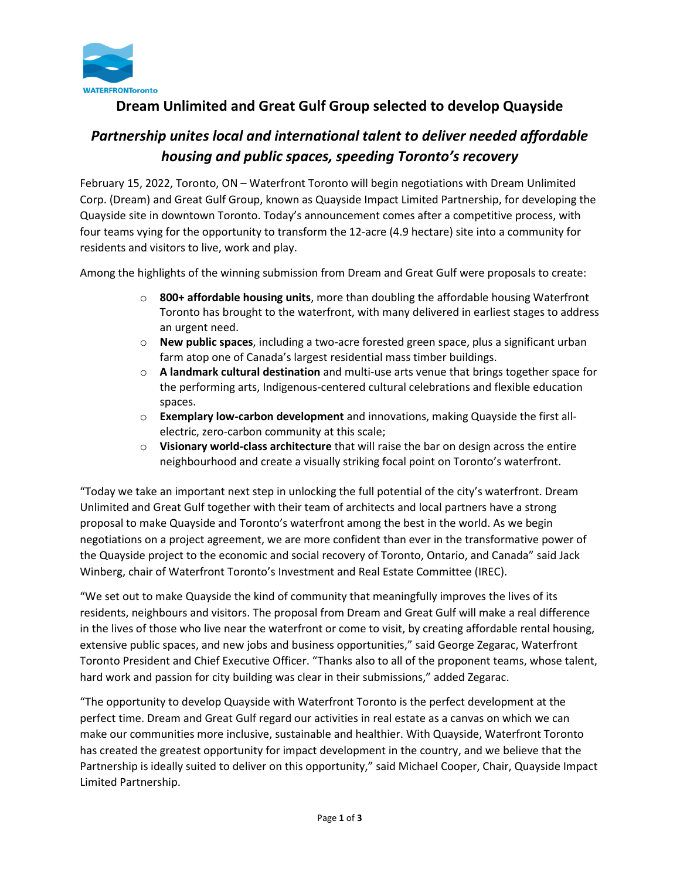WATERFRONToronto

# Dream Unlimited and Great Gulf Group selected to develop Quayside

## *Partnership unites local and international talent to deliver needed affordable housing and public spaces, speeding Toronto's recovery*

February 15, 2022, Toronto, ON – Waterfront Toronto will begin negotiations with Dream Unlimited Corp. (Dream) and Great Gulf Group, known as Quayside Impact Limited Partnership, for developing the Quayside site in downtown Toronto. Today's announcement comes after a competitive process, with four teams vying for the opportunity to transform the 12-acre (4.9 hectare) site into a community for residents and visitors to live, work and play.

Among the highlights of the winning submission from Dream and Great Gulf were proposals to create:

- **800+ affordable housing units**, more than doubling the affordable housing Waterfront Toronto has brought to the waterfront, with many delivered in earliest stages to address an urgent need.
- **New public spaces**, including a two-acre forested green space, plus a significant urban farm atop one of Canada's largest residential mass timber buildings.
- **A landmark cultural destination** and multi-use arts venue that brings together space for the performing arts, Indigenous-centered cultural celebrations and flexible education spaces.
- **Exemplary low-carbon development** and innovations, making Quayside the first all-electric, zero-carbon community at this scale;
- **Visionary world-class architecture** that will raise the bar on design across the entire neighbourhood and create a visually striking focal point on Toronto's waterfront.

"Today we take an important next step in unlocking the full potential of the city's waterfront. Dream Unlimited and Great Gulf together with their team of architects and local partners have a strong proposal to make Quayside and Toronto's waterfront among the best in the world. As we begin negotiations on a project agreement, we are more confident than ever in the transformative power of the Quayside project to the economic and social recovery of Toronto, Ontario, and Canada" said Jack Winberg, chair of Waterfront Toronto's Investment and Real Estate Committee (IREC).

"We set out to make Quayside the kind of community that meaningfully improves the lives of its residents, neighbours and visitors. The proposal from Dream and Great Gulf will make a real difference in the lives of those who live near the waterfront or come to visit, by creating affordable rental housing, extensive public spaces, and new jobs and business opportunities," said George Zegarac, Waterfront Toronto President and Chief Executive Officer. "Thanks also to all of the proponent teams, whose talent, hard work and passion for city building was clear in their submissions," added Zegarac.

"The opportunity to develop Quayside with Waterfront Toronto is the perfect development at the perfect time. Dream and Great Gulf regard our activities in real estate as a canvas on which we can make our communities more inclusive, sustainable and healthier. With Quayside, Waterfront Toronto has created the greatest opportunity for impact development in the country, and we believe that the Partnership is ideally suited to deliver on this opportunity," said Michael Cooper, Chair, Quayside Impact Limited Partnership.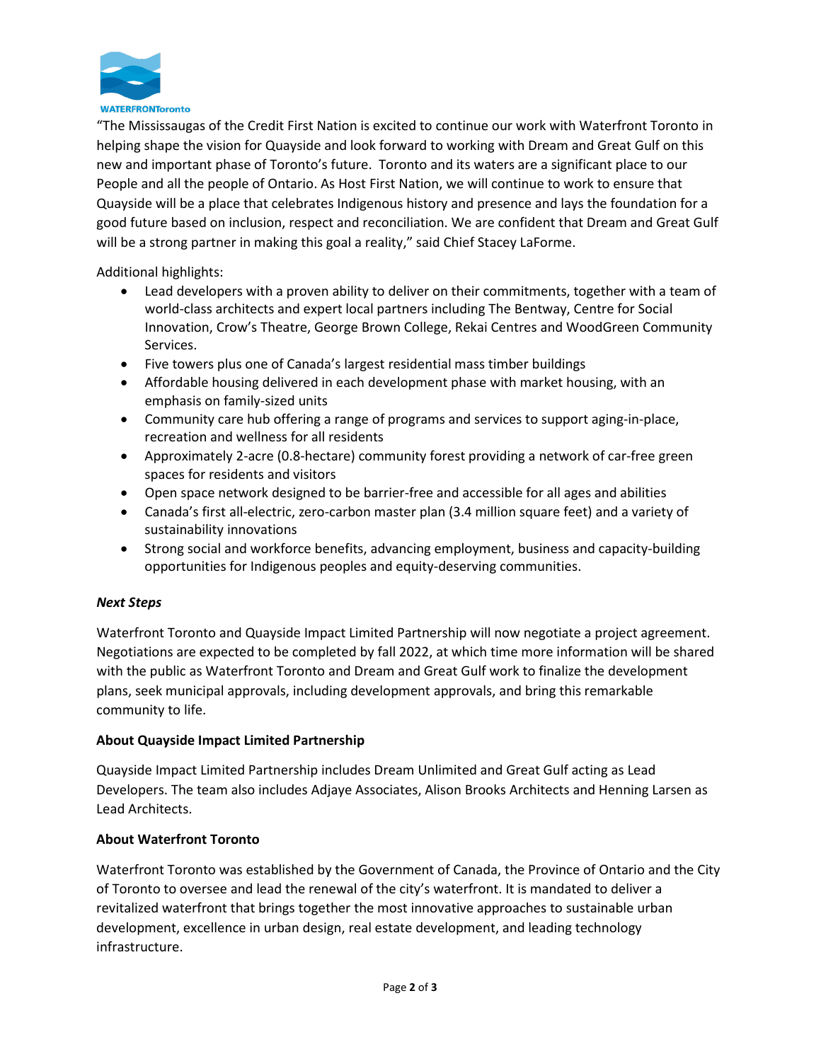"The Mississaugas of the Credit First Nation is excited to continue our work with Waterfront Toronto in helping shape the vision for Quayside and look forward to working with Dream and Great Gulf on this new and important phase of Toronto's future. Toronto and its waters are a significant place to our People and all the people of Ontario. As Host First Nation, we will continue to work to ensure that Quayside will be a place that celebrates Indigenous history and presence and lays the foundation for a good future based on inclusion, respect and reconciliation. We are confident that Dream and Great Gulf will be a strong partner in making this goal a reality," said Chief Stacey LaForme.

Additional highlights:

- Lead developers with a proven ability to deliver on their commitments, together with a team of world-class architects and expert local partners including The Bentway, Centre for Social Innovation, Crow's Theatre, George Brown College, Rekai Centres and WoodGreen Community Services.
- Five towers plus one of Canada's largest residential mass timber buildings
- Affordable housing delivered in each development phase with market housing, with an emphasis on family-sized units
- Community care hub offering a range of programs and services to support aging-in-place, recreation and wellness for all residents
- Approximately 2-acre (0.8-hectare) community forest providing a network of car-free green spaces for residents and visitors
- Open space network designed to be barrier-free and accessible for all ages and abilities
- Canada's first all-electric, zero-carbon master plan (3.4 million square feet) and a variety of sustainability innovations
- Strong social and workforce benefits, advancing employment, business and capacity-building opportunities for Indigenous peoples and equity-deserving communities.

***Next Steps***

Waterfront Toronto and Quayside Impact Limited Partnership will now negotiate a project agreement. Negotiations are expected to be completed by fall 2022, at which time more information will be shared with the public as Waterfront Toronto and Dream and Great Gulf work to finalize the development plans, seek municipal approvals, including development approvals, and bring this remarkable community to life.

**About Quayside Impact Limited Partnership**

Quayside Impact Limited Partnership includes Dream Unlimited and Great Gulf acting as Lead Developers. The team also includes Adjaye Associates, Alison Brooks Architects and Henning Larsen as Lead Architects.

**About Waterfront Toronto**

Waterfront Toronto was established by the Government of Canada, the Province of Ontario and the City of Toronto to oversee and lead the renewal of the city's waterfront. It is mandated to deliver a revitalized waterfront that brings together the most innovative approaches to sustainable urban development, excellence in urban design, real estate development, and leading technology infrastructure.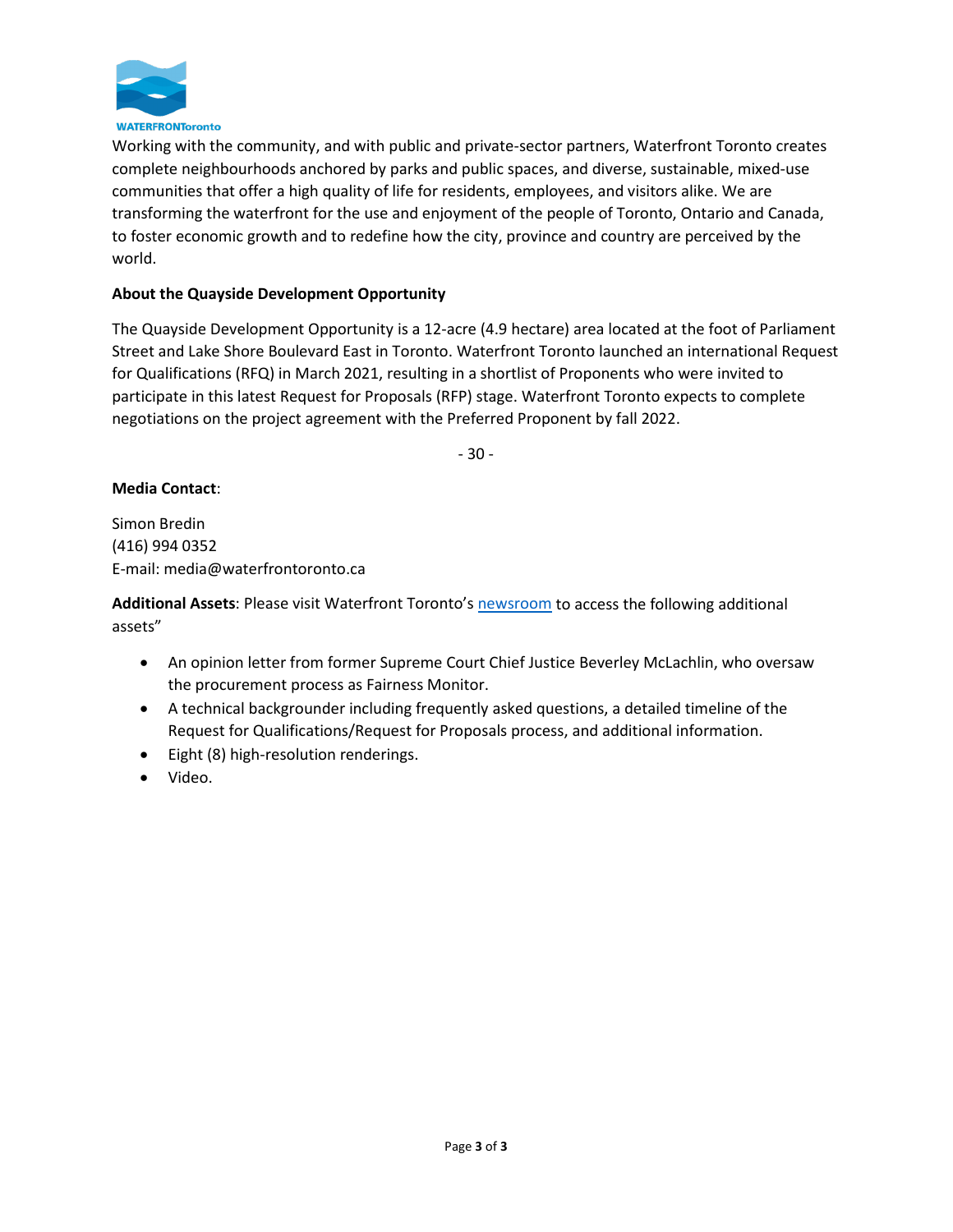Working with the community, and with public and private-sector partners, Waterfront Toronto creates complete neighbourhoods anchored by parks and public spaces, and diverse, sustainable, mixed-use communities that offer a high quality of life for residents, employees, and visitors alike. We are transforming the waterfront for the use and enjoyment of the people of Toronto, Ontario and Canada, to foster economic growth and to redefine how the city, province and country are perceived by the world.

**About the Quayside Development Opportunity**

The Quayside Development Opportunity is a 12-acre (4.9 hectare) area located at the foot of Parliament Street and Lake Shore Boulevard East in Toronto. Waterfront Toronto launched an international Request for Qualifications (RFQ) in March 2021, resulting in a shortlist of Proponents who were invited to participate in this latest Request for Proposals (RFP) stage. Waterfront Toronto expects to complete negotiations on the project agreement with the Preferred Proponent by fall 2022.

- 30 -

**Media Contact**:

Simon Bredin
(416) 994 0352
E-mail: media@waterfrontoronto.ca

**Additional Assets**: Please visit Waterfront Toronto's newsroom to access the following additional assets"

- An opinion letter from former Supreme Court Chief Justice Beverley McLachlin, who oversaw the procurement process as Fairness Monitor.
- A technical backgrounder including frequently asked questions, a detailed timeline of the Request for Qualifications/Request for Proposals process, and additional information.
- Eight (8) high-resolution renderings.
- Video.